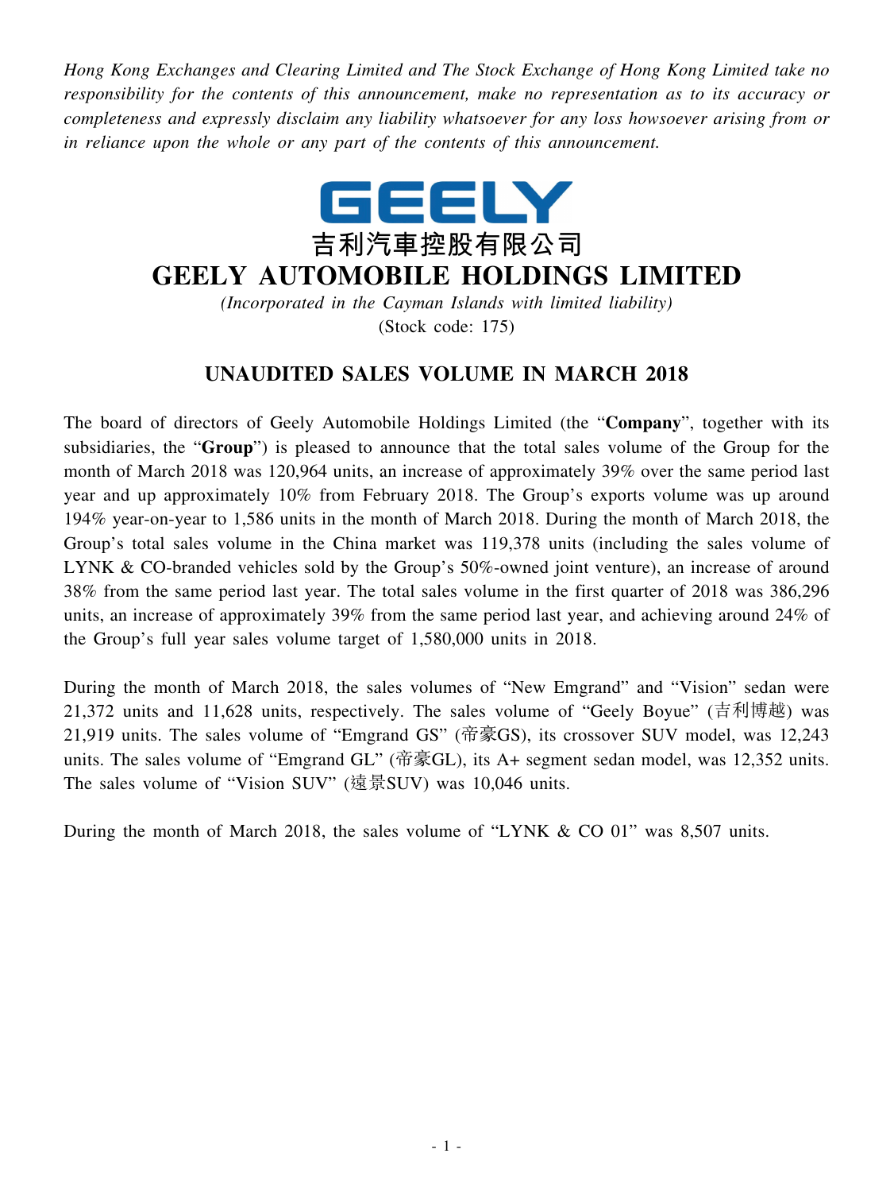*Hong Kong Exchanges and Clearing Limited and The Stock Exchange of Hong Kong Limited take no responsibility for the contents of this announcement, make no representation as to its accuracy or completeness and expressly disclaim any liability whatsoever for any loss howsoever arising from or in reliance upon the whole or any part of the contents of this announcement.*

GEELY

吉利汽車控股有限公司

# GEELY AUTOMOBILE HOLDINGS LIMITED

*(Incorporated in the Cayman Islands with limited liability)*

(Stock code: 175)

## UNAUDITED SALES VOLUME IN MARCH 2018

The board of directors of Geely Automobile Holdings Limited (the "**Company**", together with its subsidiaries, the "**Group**") is pleased to announce that the total sales volume of the Group for the month of March 2018 was 120,964 units, an increase of approximately 39% over the same period last year and up approximately 10% from February 2018. The Group's exports volume was up around 194% year-on-year to 1,586 units in the month of March 2018. During the month of March 2018, the Group's total sales volume in the China market was 119,378 units (including the sales volume of LYNK & CO-branded vehicles sold by the Group's 50%-owned joint venture), an increase of around 38% from the same period last year. The total sales volume in the first quarter of 2018 was 386,296 units, an increase of approximately 39% from the same period last year, and achieving around 24% of the Group's full year sales volume target of 1,580,000 units in 2018.

During the month of March 2018, the sales volumes of "New Emgrand" and "Vision" sedan were 21,372 units and 11,628 units, respectively. The sales volume of "Geely Boyue" (吉利博越) was 21,919 units. The sales volume of "Emgrand GS" (帝豪GS), its crossover SUV model, was 12,243 units. The sales volume of "Emgrand GL" (帝豪GL), its A+ segment sedan model, was 12,352 units. The sales volume of "Vision SUV" (遠景SUV) was 10,046 units.

During the month of March 2018, the sales volume of "LYNK & CO 01" was 8,507 units.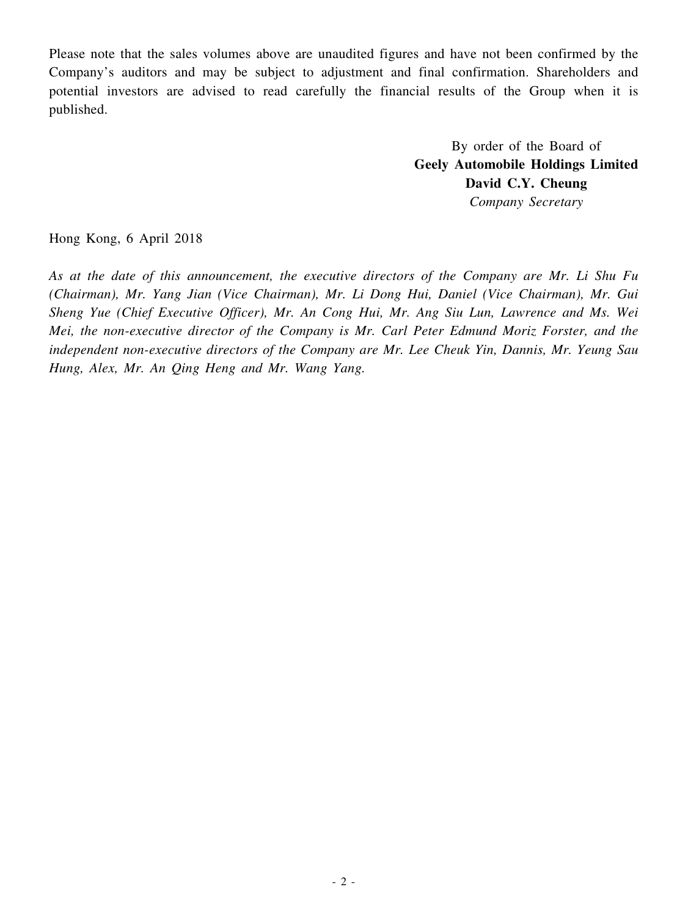Please note that the sales volumes above are unaudited figures and have not been confirmed by the Company's auditors and may be subject to adjustment and final confirmation. Shareholders and potential investors are advised to read carefully the financial results of the Group when it is published.

By order of the Board of
**Geely Automobile Holdings Limited**
**David C.Y. Cheung**
*Company Secretary*

Hong Kong, 6 April 2018

*As at the date of this announcement, the executive directors of the Company are Mr. Li Shu Fu (Chairman), Mr. Yang Jian (Vice Chairman), Mr. Li Dong Hui, Daniel (Vice Chairman), Mr. Gui Sheng Yue (Chief Executive Officer), Mr. An Cong Hui, Mr. Ang Siu Lun, Lawrence and Ms. Wei Mei, the non-executive director of the Company is Mr. Carl Peter Edmund Moriz Forster, and the independent non-executive directors of the Company are Mr. Lee Cheuk Yin, Dannis, Mr. Yeung Sau Hung, Alex, Mr. An Qing Heng and Mr. Wang Yang.*